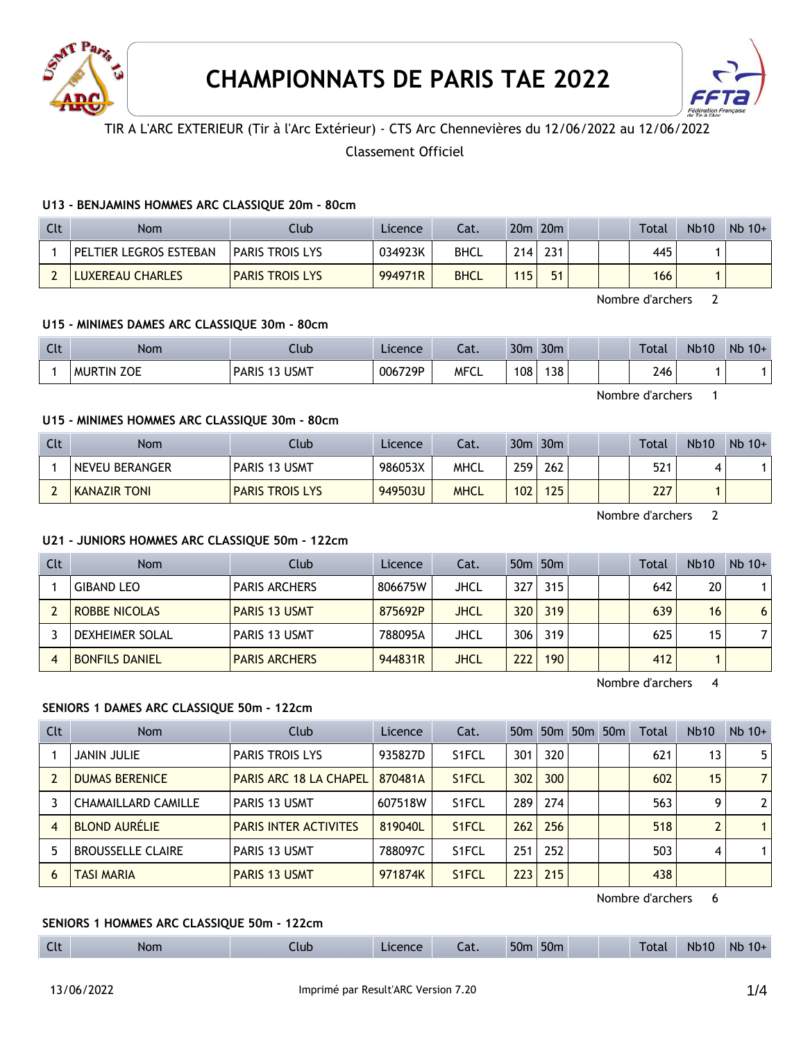# CHAMPIONNATS DE PARIS TAE 2022

TIR A L'ARC EXTERIEUR (Tir à l'Arc Extérieur) - CTS Arc Chennevières du 12/06/2022 au 12/06/2022

Classement Officiel

### U13 - BENJAMINS HOMMES ARC CLASSIQUE 20m - 80cm

| Clt | Nom | Club | Licence | Cat. | 20m | 20m | | | Total | Nb10 | Nb 10+ |
|---|---|---|---|---|---|---|---|---|---|---|---|
| 1 | PELTIER LEGROS ESTEBAN | PARIS TROIS LYS | 034923K | BHCL | 214 | 231 | | | 445 | 1 | |
| 2 | LUXEREAU CHARLES | PARIS TROIS LYS | 994971R | BHCL | 115 | 51 | | | 166 | 1 | |

Nombre d'archers 2

### U15 - MINIMES DAMES ARC CLASSIQUE 30m - 80cm

| Clt | Nom | Club | Licence | Cat. | 30m | 30m | | | Total | Nb10 | Nb 10+ |
|---|---|---|---|---|---|---|---|---|---|---|---|
| 1 | MURTIN ZOE | PARIS 13 USMT | 006729P | MFCL | 108 | 138 | | | 246 | 1 | 1 |

Nombre d'archers 1

### U15 - MINIMES HOMMES ARC CLASSIQUE 30m - 80cm

| Clt | Nom | Club | Licence | Cat. | 30m | 30m | | | Total | Nb10 | Nb 10+ |
|---|---|---|---|---|---|---|---|---|---|---|---|
| 1 | NEVEU BERANGER | PARIS 13 USMT | 986053X | MHCL | 259 | 262 | | | 521 | 4 | 1 |
| 2 | KANAZIR TONI | PARIS TROIS LYS | 949503U | MHCL | 102 | 125 | | | 227 | 1 | |

Nombre d'archers 2

### U21 - JUNIORS HOMMES ARC CLASSIQUE 50m - 122cm

| Clt | Nom | Club | Licence | Cat. | 50m | 50m | | | Total | Nb10 | Nb 10+ |
|---|---|---|---|---|---|---|---|---|---|---|---|
| 1 | GIBAND LEO | PARIS ARCHERS | 806675W | JHCL | 327 | 315 | | | 642 | 20 | 1 |
| 2 | ROBBE NICOLAS | PARIS 13 USMT | 875692P | JHCL | 320 | 319 | | | 639 | 16 | 6 |
| 3 | DEXHEIMER SOLAL | PARIS 13 USMT | 788095A | JHCL | 306 | 319 | | | 625 | 15 | 7 |
| 4 | BONFILS DANIEL | PARIS ARCHERS | 944831R | JHCL | 222 | 190 | | | 412 | 1 | |

Nombre d'archers 4

### SENIORS 1 DAMES ARC CLASSIQUE 50m - 122cm

| Clt | Nom | Club | Licence | Cat. | 50m | 50m | 50m | 50m | Total | Nb10 | Nb 10+ |
|---|---|---|---|---|---|---|---|---|---|---|---|
| 1 | JANIN JULIE | PARIS TROIS LYS | 935827D | S1FCL | 301 | 320 | | | 621 | 13 | 5 |
| 2 | DUMAS BERENICE | PARIS ARC 18 LA CHAPEL | 870481A | S1FCL | 302 | 300 | | | 602 | 15 | 7 |
| 3 | CHAMAILLARD CAMILLE | PARIS 13 USMT | 607518W | S1FCL | 289 | 274 | | | 563 | 9 | 2 |
| 4 | BLOND AURÉLIE | PARIS INTER ACTIVITES | 819040L | S1FCL | 262 | 256 | | | 518 | 2 | 1 |
| 5 | BROUSSELLE CLAIRE | PARIS 13 USMT | 788097C | S1FCL | 251 | 252 | | | 503 | 4 | 1 |
| 6 | TASI MARIA | PARIS 13 USMT | 971874K | S1FCL | 223 | 215 | | | 438 | | |

Nombre d'archers 6

### SENIORS 1 HOMMES ARC CLASSIQUE 50m - 122cm

| Clt | Nom | Club | Licence | Cat. | 50m | 50m | | | Total | Nb10 | Nb 10+ |
|---|---|---|---|---|---|---|---|---|---|---|---|

13/06/2022 Imprimé par Result'ARC Version 7.20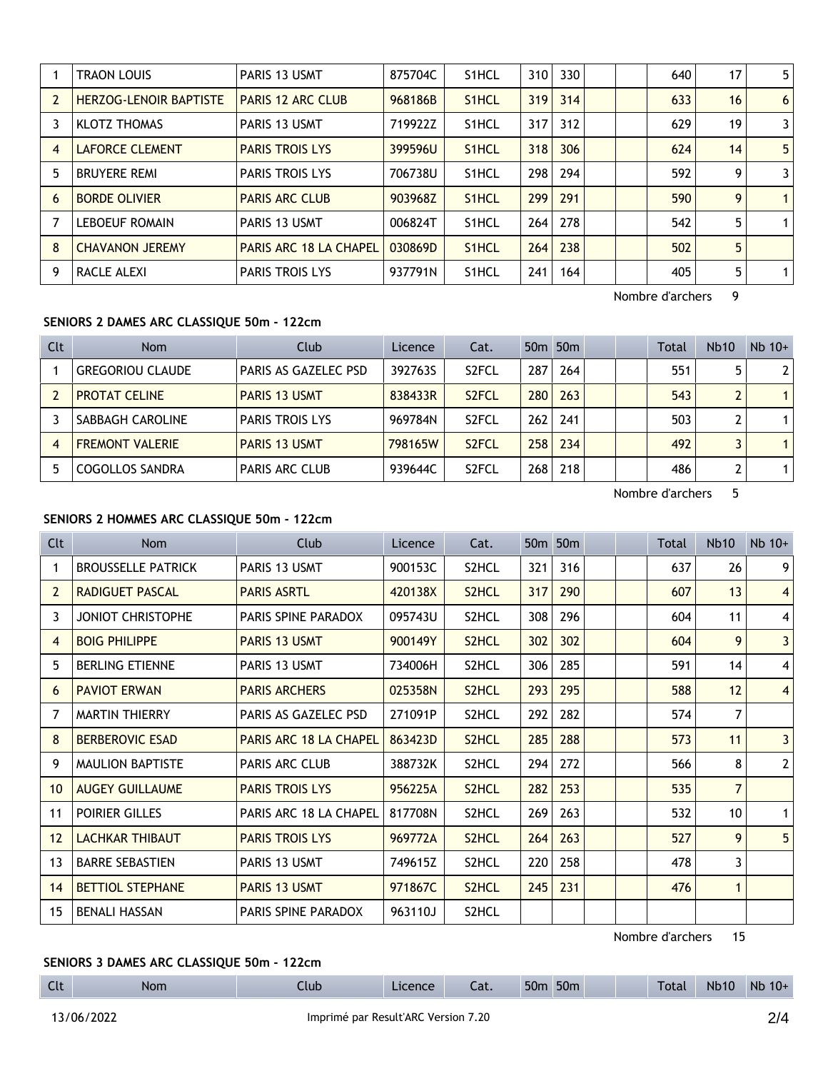| Clt | Nom | Club | Licence | Cat. | 50m | 50m | | | Total | Nb10 | Nb 10+ |
|---|---|---|---|---|---|---|---|---|---|---|---|
| 1 | TRAON LOUIS | PARIS 13 USMT | 875704C | S1HCL | 310 | 330 | | | 640 | 17 | 5 |
| 2 | HERZOG-LENOIR BAPTISTE | PARIS 12 ARC CLUB | 968186B | S1HCL | 319 | 314 | | | 633 | 16 | 6 |
| 3 | KLOTZ THOMAS | PARIS 13 USMT | 719922Z | S1HCL | 317 | 312 | | | 629 | 19 | 3 |
| 4 | LAFORCE CLEMENT | PARIS TROIS LYS | 399596U | S1HCL | 318 | 306 | | | 624 | 14 | 5 |
| 5 | BRUYERE REMI | PARIS TROIS LYS | 706738U | S1HCL | 298 | 294 | | | 592 | 9 | 3 |
| 6 | BORDE OLIVIER | PARIS ARC CLUB | 903968Z | S1HCL | 299 | 291 | | | 590 | 9 | 1 |
| 7 | LEBOEUF ROMAIN | PARIS 13 USMT | 006824T | S1HCL | 264 | 278 | | | 542 | 5 | 1 |
| 8 | CHAVANON JEREMY | PARIS ARC 18 LA CHAPEL | 030869D | S1HCL | 264 | 238 | | | 502 | 5 | |
| 9 | RACLE ALEXI | PARIS TROIS LYS | 937791N | S1HCL | 241 | 164 | | | 405 | 5 | 1 |

Nombre d'archers 9

**SENIORS 2 DAMES ARC CLASSIQUE 50m - 122cm**

| Clt | Nom | Club | Licence | Cat. | 50m | 50m | | | Total | Nb10 | Nb 10+ |
|---|---|---|---|---|---|---|---|---|---|---|---|
| 1 | GREGORIOU CLAUDE | PARIS AS GAZELEC PSD | 392763S | S2FCL | 287 | 264 | | | 551 | 5 | 2 |
| 2 | PROTAT CELINE | PARIS 13 USMT | 838433R | S2FCL | 280 | 263 | | | 543 | 2 | 1 |
| 3 | SABBAGH CAROLINE | PARIS TROIS LYS | 969784N | S2FCL | 262 | 241 | | | 503 | 2 | 1 |
| 4 | FREMONT VALERIE | PARIS 13 USMT | 798165W | S2FCL | 258 | 234 | | | 492 | 3 | 1 |
| 5 | COGOLLOS SANDRA | PARIS ARC CLUB | 939644C | S2FCL | 268 | 218 | | | 486 | 2 | 1 |

Nombre d'archers 5

**SENIORS 2 HOMMES ARC CLASSIQUE 50m - 122cm**

| Clt | Nom | Club | Licence | Cat. | 50m | 50m | | | Total | Nb10 | Nb 10+ |
|---|---|---|---|---|---|---|---|---|---|---|---|
| 1 | BROUSSELLE PATRICK | PARIS 13 USMT | 900153C | S2HCL | 321 | 316 | | | 637 | 26 | 9 |
| 2 | RADIGUET PASCAL | PARIS ASRTL | 420138X | S2HCL | 317 | 290 | | | 607 | 13 | 4 |
| 3 | JONIOT CHRISTOPHE | PARIS SPINE PARADOX | 095743U | S2HCL | 308 | 296 | | | 604 | 11 | 4 |
| 4 | BOIG PHILIPPE | PARIS 13 USMT | 900149Y | S2HCL | 302 | 302 | | | 604 | 9 | 3 |
| 5 | BERLING ETIENNE | PARIS 13 USMT | 734006H | S2HCL | 306 | 285 | | | 591 | 14 | 4 |
| 6 | PAVIOT ERWAN | PARIS ARCHERS | 025358N | S2HCL | 293 | 295 | | | 588 | 12 | 4 |
| 7 | MARTIN THIERRY | PARIS AS GAZELEC PSD | 271091P | S2HCL | 292 | 282 | | | 574 | 7 | |
| 8 | BERBEROVIC ESAD | PARIS ARC 18 LA CHAPEL | 863423D | S2HCL | 285 | 288 | | | 573 | 11 | 3 |
| 9 | MAULION BAPTISTE | PARIS ARC CLUB | 388732K | S2HCL | 294 | 272 | | | 566 | 8 | 2 |
| 10 | AUGEY GUILLAUME | PARIS TROIS LYS | 956225A | S2HCL | 282 | 253 | | | 535 | 7 | |
| 11 | POIRIER GILLES | PARIS ARC 18 LA CHAPEL | 817708N | S2HCL | 269 | 263 | | | 532 | 10 | 1 |
| 12 | LACHKAR THIBAUT | PARIS TROIS LYS | 969772A | S2HCL | 264 | 263 | | | 527 | 9 | 5 |
| 13 | BARRE SEBASTIEN | PARIS 13 USMT | 749615Z | S2HCL | 220 | 258 | | | 478 | 3 | |
| 14 | BETTIOL STEPHANE | PARIS 13 USMT | 971867C | S2HCL | 245 | 231 | | | 476 | 1 | |
| 15 | BENALI HASSAN | PARIS SPINE PARADOX | 963110J | S2HCL | | | | | | | |

Nombre d'archers 15

**SENIORS 3 DAMES ARC CLASSIQUE 50m - 122cm**

| Clt | Nom | Club | Licence | Cat. | 50m | 50m | | | Total | Nb10 | Nb 10+ |
|---|---|---|---|---|---|---|---|---|---|---|---|

13/06/2022 Imprimé par Result'ARC Version 7.20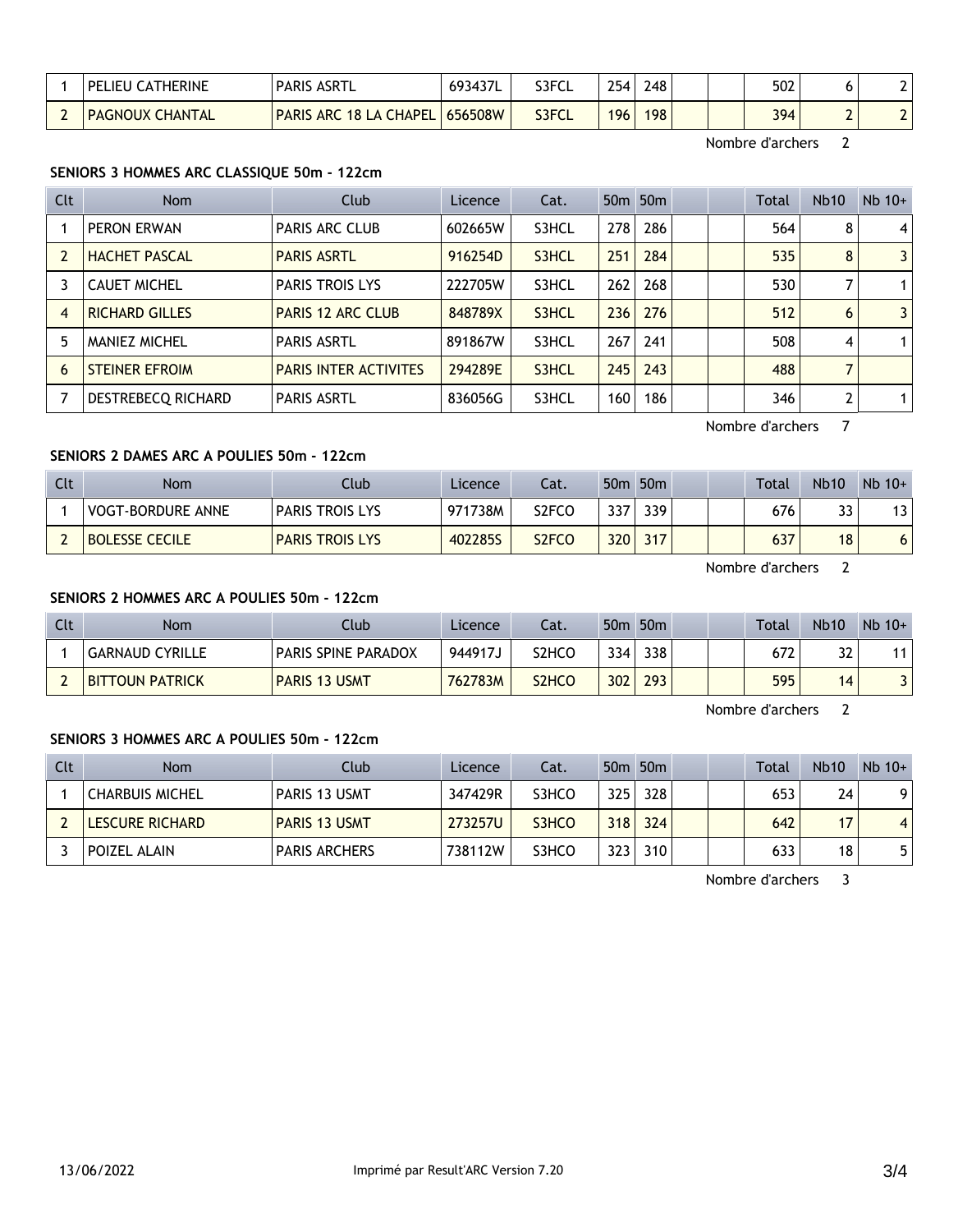| Clt | Nom | Club | Licence | Cat. | 50m | 50m | | | Total | Nb10 | Nb 10+ |
|---|---|---|---|---|---|---|---|---|---|---|---|
| 1 | PELIEU CATHERINE | PARIS ASRTL | 693437L | S3FCL | 254 | 248 | | | 502 | 6 | 2 |
| 2 | PAGNOUX CHANTAL | PARIS ARC 18 LA CHAPEL | 656508W | S3FCL | 196 | 198 | | | 394 | 2 | 2 |

Nombre d'archers 2

### SENIORS 3 HOMMES ARC CLASSIQUE 50m - 122cm

| Clt | Nom | Club | Licence | Cat. | 50m | 50m | | | Total | Nb10 | Nb 10+ |
|---|---|---|---|---|---|---|---|---|---|---|---|
| 1 | PERON ERWAN | PARIS ARC CLUB | 602665W | S3HCL | 278 | 286 | | | 564 | 8 | 4 |
| 2 | HACHET PASCAL | PARIS ASRTL | 916254D | S3HCL | 251 | 284 | | | 535 | 8 | 3 |
| 3 | CAUET MICHEL | PARIS TROIS LYS | 222705W | S3HCL | 262 | 268 | | | 530 | 7 | 1 |
| 4 | RICHARD GILLES | PARIS 12 ARC CLUB | 848789X | S3HCL | 236 | 276 | | | 512 | 6 | 3 |
| 5 | MANIEZ MICHEL | PARIS ASRTL | 891867W | S3HCL | 267 | 241 | | | 508 | 4 | 1 |
| 6 | STEINER EFROIM | PARIS INTER ACTIVITES | 294289E | S3HCL | 245 | 243 | | | 488 | 7 | |
| 7 | DESTREBECQ RICHARD | PARIS ASRTL | 836056G | S3HCL | 160 | 186 | | | 346 | 2 | 1 |

Nombre d'archers 7

### SENIORS 2 DAMES ARC A POULIES 50m - 122cm

| Clt | Nom | Club | Licence | Cat. | 50m | 50m | | | Total | Nb10 | Nb 10+ |
|---|---|---|---|---|---|---|---|---|---|---|---|
| 1 | VOGT-BORDURE ANNE | PARIS TROIS LYS | 971738M | S2FCO | 337 | 339 | | | 676 | 33 | 13 |
| 2 | BOLESSE CECILE | PARIS TROIS LYS | 402285S | S2FCO | 320 | 317 | | | 637 | 18 | 6 |

Nombre d'archers 2

### SENIORS 2 HOMMES ARC A POULIES 50m - 122cm

| Clt | Nom | Club | Licence | Cat. | 50m | 50m | | | Total | Nb10 | Nb 10+ |
|---|---|---|---|---|---|---|---|---|---|---|---|
| 1 | GARNAUD CYRILLE | PARIS SPINE PARADOX | 944917J | S2HCO | 334 | 338 | | | 672 | 32 | 11 |
| 2 | BITTOUN PATRICK | PARIS 13 USMT | 762783M | S2HCO | 302 | 293 | | | 595 | 14 | 3 |

Nombre d'archers 2

### SENIORS 3 HOMMES ARC A POULIES 50m - 122cm

| Clt | Nom | Club | Licence | Cat. | 50m | 50m | | | Total | Nb10 | Nb 10+ |
|---|---|---|---|---|---|---|---|---|---|---|---|
| 1 | CHARBUIS MICHEL | PARIS 13 USMT | 347429R | S3HCO | 325 | 328 | | | 653 | 24 | 9 |
| 2 | LESCURE RICHARD | PARIS 13 USMT | 273257U | S3HCO | 318 | 324 | | | 642 | 17 | 4 |
| 3 | POIZEL ALAIN | PARIS ARCHERS | 738112W | S3HCO | 323 | 310 | | | 633 | 18 | 5 |

Nombre d'archers 3

13/06/2022 Imprimé par Result'ARC Version 7.20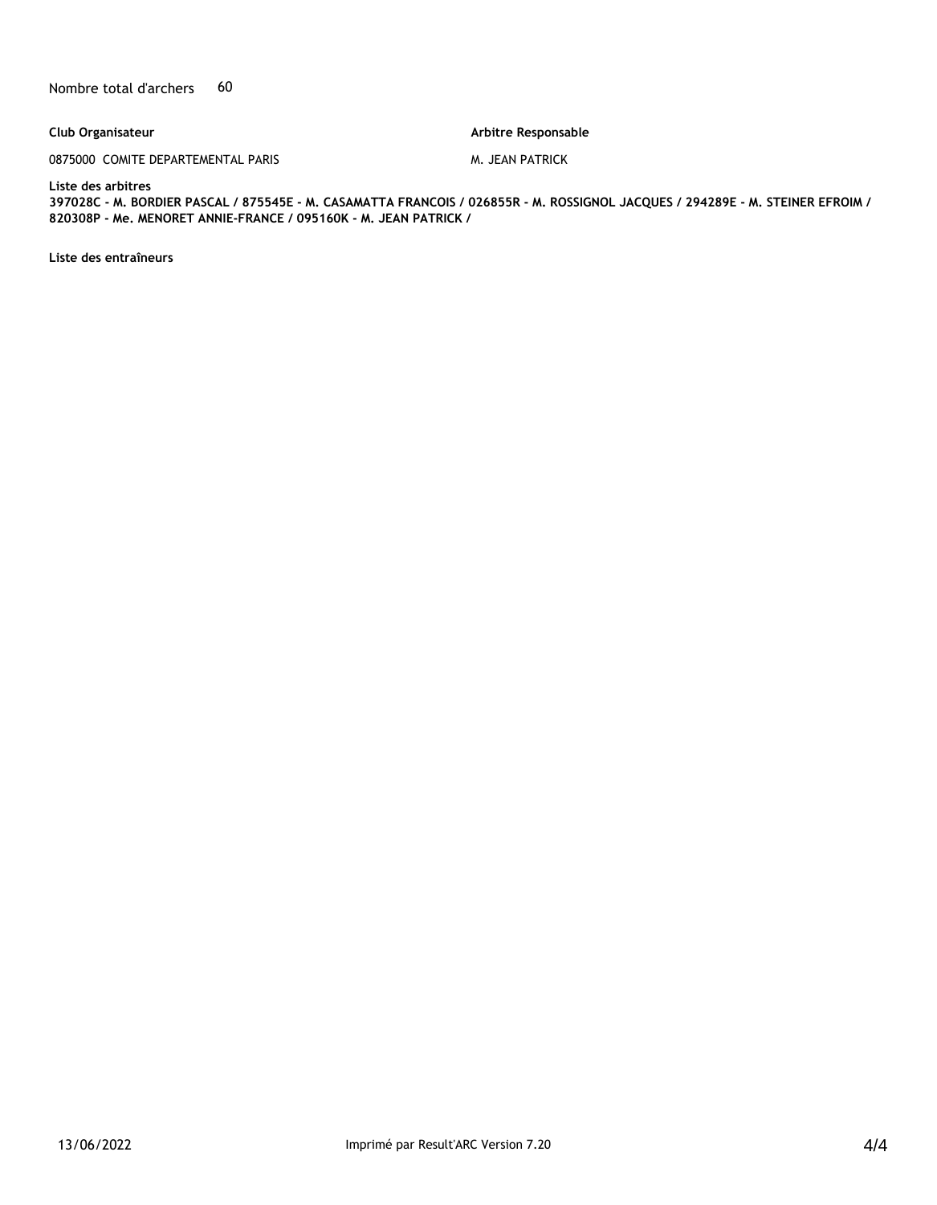Nombre total d'archers 60

**Club Organisateur**

0875000 COMITE DEPARTEMENTAL PARIS

**Arbitre Responsable**

M. JEAN PATRICK

**Liste des arbitres**

**397028C - M. BORDIER PASCAL / 875545E - M. CASAMATTA FRANCOIS / 026855R - M. ROSSIGNOL JACQUES / 294289E - M. STEINER EFROIM / 820308P - Me. MENORET ANNIE-FRANCE / 095160K - M. JEAN PATRICK /**

**Liste des entraîneurs**

13/06/2022 Imprimé par Result'ARC Version 7.20